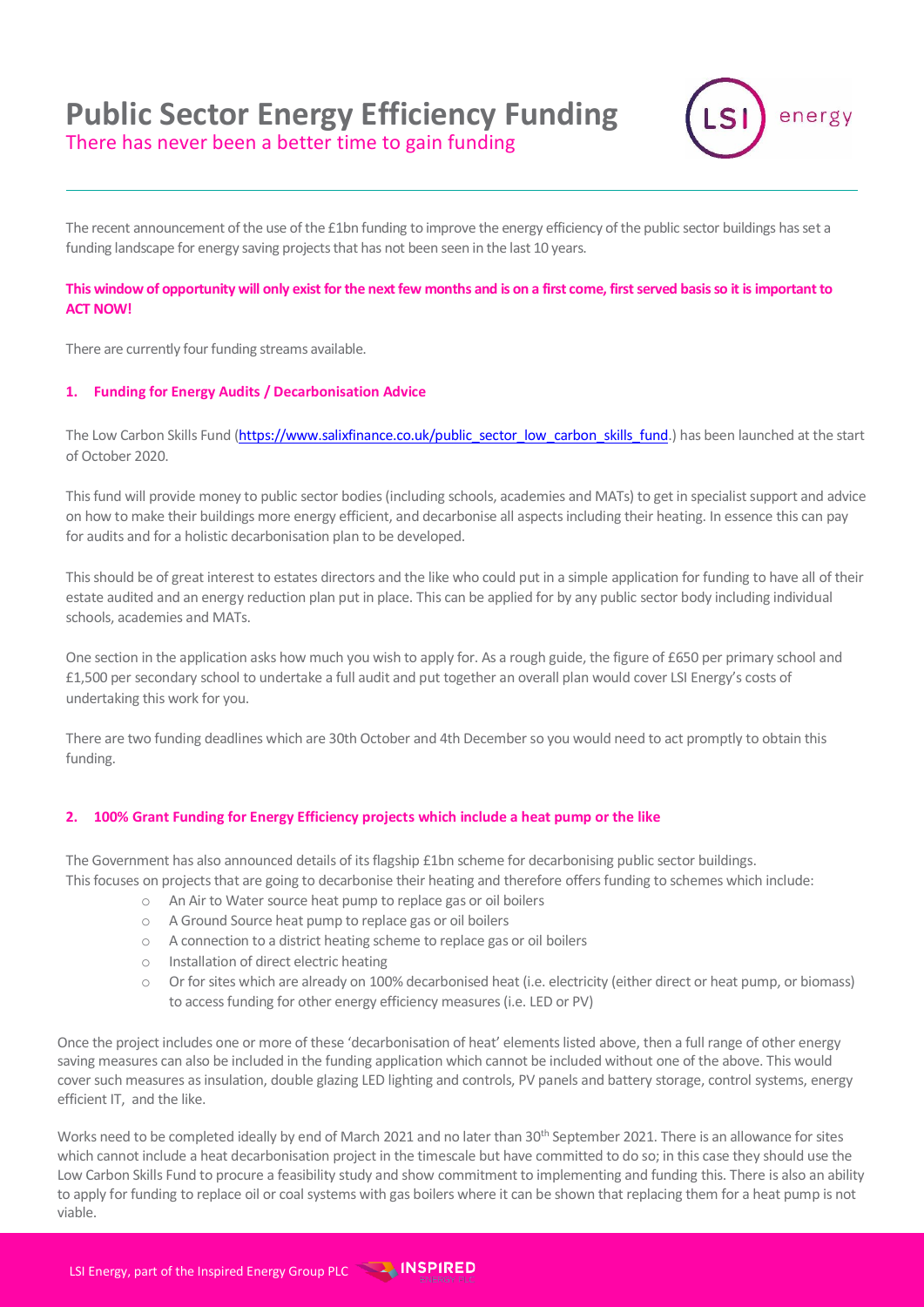# Public Sector Energy Efficiency Funding

There has never been a better time to gain funding

The recent announcement of the use of the £1bn funding to improve the energy efficiency of the public sector buildings has set a funding landscape for energy saving projects that has not been seen in the last 10 years.

**This window of opportunity will only exist for the next few months and is on a first come, first served basis so it is important to ACT NOW!**

There are currently four funding streams available.

## 1. Funding for Energy Audits / Decarbonisation Advice

The Low Carbon Skills Fund (https://www.salixfinance.co.uk/public_sector_low_carbon_skills_fund.) has been launched at the start of October 2020.

This fund will provide money to public sector bodies (including schools, academies and MATs) to get in specialist support and advice on how to make their buildings more energy efficient, and decarbonise all aspects including their heating. In essence this can pay for audits and for a holistic decarbonisation plan to be developed.

This should be of great interest to estates directors and the like who could put in a simple application for funding to have all of their estate audited and an energy reduction plan put in place. This can be applied for by any public sector body including individual schools, academies and MATs.

One section in the application asks how much you wish to apply for. As a rough guide, the figure of £650 per primary school and £1,500 per secondary school to undertake a full audit and put together an overall plan would cover LSI Energy's costs of undertaking this work for you.

There are two funding deadlines which are 30th October and 4th December so you would need to act promptly to obtain this funding.

## 2. 100% Grant Funding for Energy Efficiency projects which include a heat pump or the like

The Government has also announced details of its flagship £1bn scheme for decarbonising public sector buildings. This focuses on projects that are going to decarbonise their heating and therefore offers funding to schemes which include:

- An Air to Water source heat pump to replace gas or oil boilers
- A Ground Source heat pump to replace gas or oil boilers
- A connection to a district heating scheme to replace gas or oil boilers
- Installation of direct electric heating
- Or for sites which are already on 100% decarbonised heat (i.e. electricity (either direct or heat pump, or biomass) to access funding for other energy efficiency measures (i.e. LED or PV)

Once the project includes one or more of these 'decarbonisation of heat' elements listed above, then a full range of other energy saving measures can also be included in the funding application which cannot be included without one of the above. This would cover such measures as insulation, double glazing LED lighting and controls, PV panels and battery storage, control systems, energy efficient IT, and the like.

Works need to be completed ideally by end of March 2021 and no later than 30th September 2021. There is an allowance for sites which cannot include a heat decarbonisation project in the timescale but have committed to do so; in this case they should use the Low Carbon Skills Fund to procure a feasibility study and show commitment to implementing and funding this. There is also an ability to apply for funding to replace oil or coal systems with gas boilers where it can be shown that replacing them for a heat pump is not viable.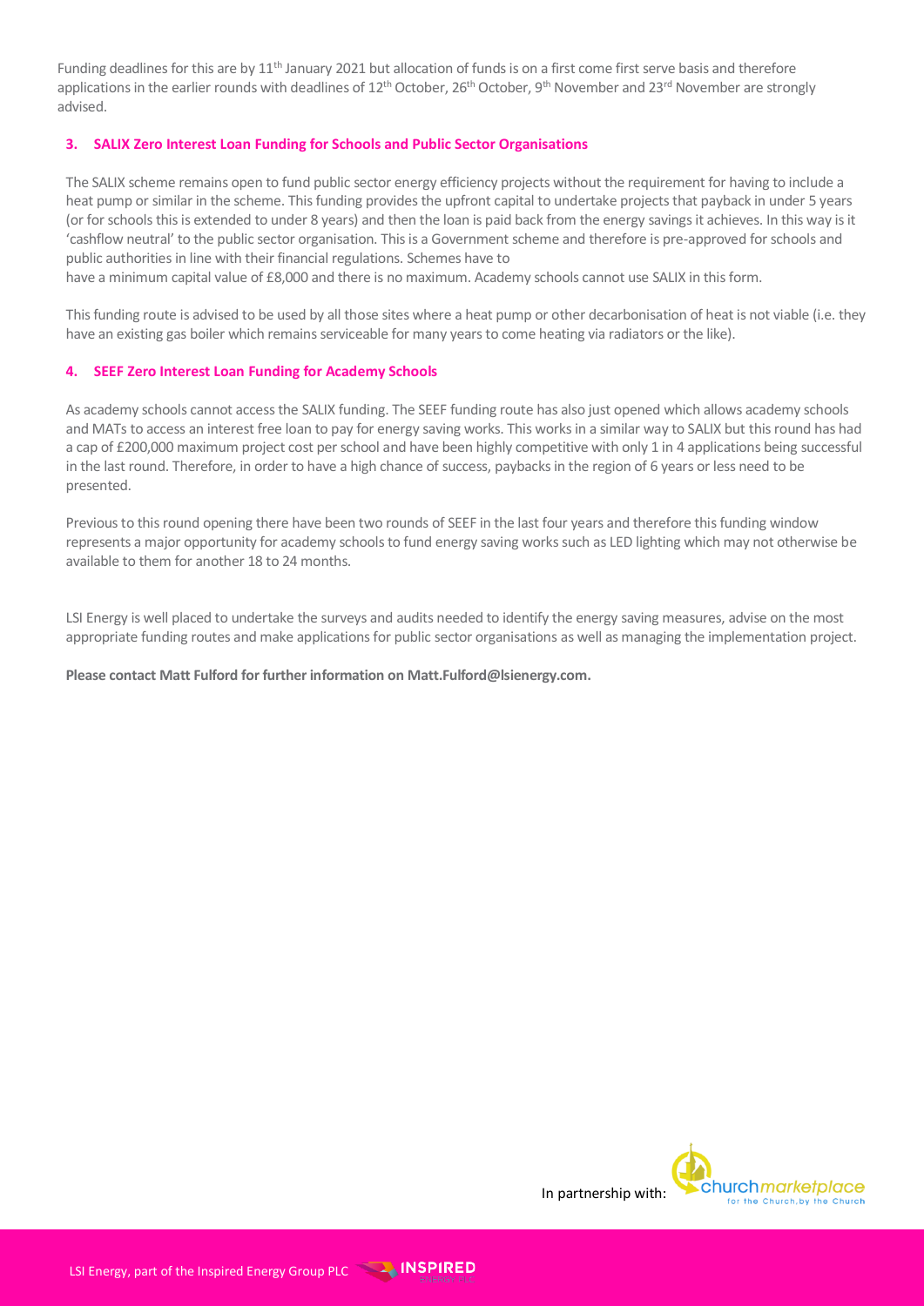Funding deadlines for this are by 11th January 2021 but allocation of funds is on a first come first serve basis and therefore applications in the earlier rounds with deadlines of 12th October, 26th October, 9th November and 23rd November are strongly advised.

### 3. SALIX Zero Interest Loan Funding for Schools and Public Sector Organisations

The SALIX scheme remains open to fund public sector energy efficiency projects without the requirement for having to include a heat pump or similar in the scheme. This funding provides the upfront capital to undertake projects that payback in under 5 years (or for schools this is extended to under 8 years) and then the loan is paid back from the energy savings it achieves. In this way is it 'cashflow neutral' to the public sector organisation. This is a Government scheme and therefore is pre-approved for schools and public authorities in line with their financial regulations. Schemes have to have a minimum capital value of £8,000 and there is no maximum. Academy schools cannot use SALIX in this form.

This funding route is advised to be used by all those sites where a heat pump or other decarbonisation of heat is not viable (i.e. they have an existing gas boiler which remains serviceable for many years to come heating via radiators or the like).

### 4. SEEF Zero Interest Loan Funding for Academy Schools

As academy schools cannot access the SALIX funding. The SEEF funding route has also just opened which allows academy schools and MATs to access an interest free loan to pay for energy saving works. This works in a similar way to SALIX but this round has had a cap of £200,000 maximum project cost per school and have been highly competitive with only 1 in 4 applications being successful in the last round. Therefore, in order to have a high chance of success, paybacks in the region of 6 years or less need to be presented.

Previous to this round opening there have been two rounds of SEEF in the last four years and therefore this funding window represents a major opportunity for academy schools to fund energy saving works such as LED lighting which may not otherwise be available to them for another 18 to 24 months.

LSI Energy is well placed to undertake the surveys and audits needed to identify the energy saving measures, advise on the most appropriate funding routes and make applications for public sector organisations as well as managing the implementation project.

**Please contact Matt Fulford for further information on Matt.Fulford@lsienergy.com.**

In partnership with: churchmarketplace – for the Church, by the Church

LSI Energy, part of the Inspired Energy Group PLC